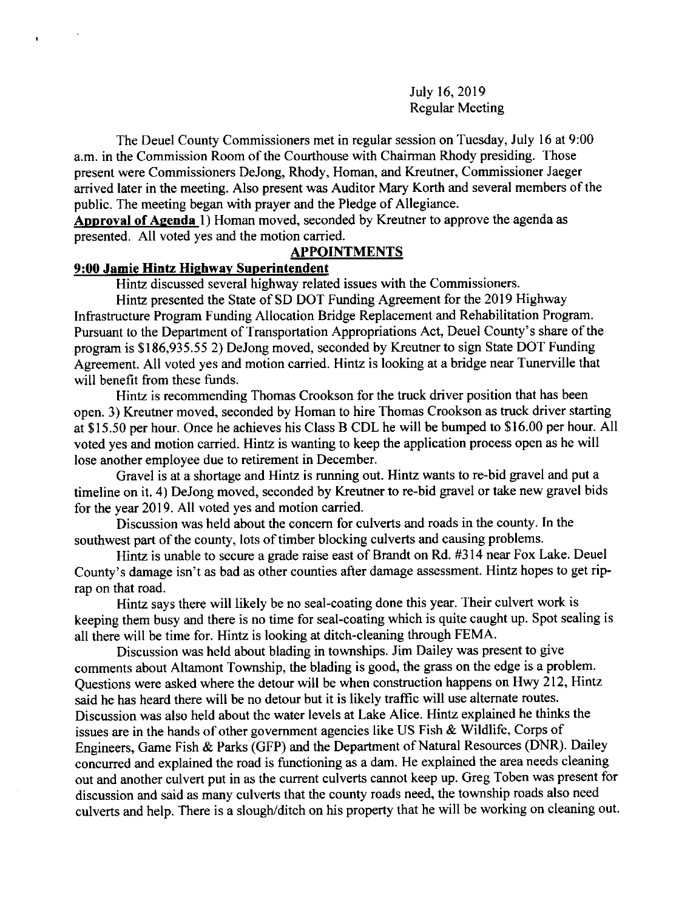July 16, 2019
Regular Meeting

The Deuel County Commissioners met in regular session on Tuesday, July 16 at 9:00 a.m. in the Commission Room of the Courthouse with Chairman Rhody presiding. Those present were Commissioners DeJong, Rhody, Homan, and Kreutner, Commissioner Jaeger arrived later in the meeting. Also present was Auditor Mary Korth and several members of the public. The meeting began with prayer and the Pledge of Allegiance.

**Approval of Agenda** 1) Homan moved, seconded by Kreutner to approve the agenda as presented. All voted yes and the motion carried.

## APPOINTMENTS

### 9:00 Jamie Hintz Highway Superintendent

Hintz discussed several highway related issues with the Commissioners.

Hintz presented the State of SD DOT Funding Agreement for the 2019 Highway Infrastructure Program Funding Allocation Bridge Replacement and Rehabilitation Program. Pursuant to the Department of Transportation Appropriations Act, Deuel County's share of the program is $186,935.55 2) DeJong moved, seconded by Kreutner to sign State DOT Funding Agreement. All voted yes and motion carried. Hintz is looking at a bridge near Tunerville that will benefit from these funds.

Hintz is recommending Thomas Crookson for the truck driver position that has been open. 3) Kreutner moved, seconded by Homan to hire Thomas Crookson as truck driver starting at $15.50 per hour. Once he achieves his Class B CDL he will be bumped to $16.00 per hour. All voted yes and motion carried. Hintz is wanting to keep the application process open as he will lose another employee due to retirement in December.

Gravel is at a shortage and Hintz is running out. Hintz wants to re-bid gravel and put a timeline on it. 4) DeJong moved, seconded by Kreutner to re-bid gravel or take new gravel bids for the year 2019. All voted yes and motion carried.

Discussion was held about the concern for culverts and roads in the county. In the southwest part of the county, lots of timber blocking culverts and causing problems.

Hintz is unable to secure a grade raise east of Brandt on Rd. #314 near Fox Lake. Deuel County's damage isn't as bad as other counties after damage assessment. Hintz hopes to get rip-rap on that road.

Hintz says there will likely be no seal-coating done this year. Their culvert work is keeping them busy and there is no time for seal-coating which is quite caught up. Spot sealing is all there will be time for. Hintz is looking at ditch-cleaning through FEMA.

Discussion was held about blading in townships. Jim Dailey was present to give comments about Altamont Township, the blading is good, the grass on the edge is a problem. Questions were asked where the detour will be when construction happens on Hwy 212, Hintz said he has heard there will be no detour but it is likely traffic will use alternate routes. Discussion was also held about the water levels at Lake Alice. Hintz explained he thinks the issues are in the hands of other government agencies like US Fish & Wildlife, Corps of Engineers, Game Fish & Parks (GFP) and the Department of Natural Resources (DNR). Dailey concurred and explained the road is functioning as a dam. He explained the area needs cleaning out and another culvert put in as the current culverts cannot keep up. Greg Toben was present for discussion and said as many culverts that the county roads need, the township roads also need culverts and help. There is a slough/ditch on his property that he will be working on cleaning out.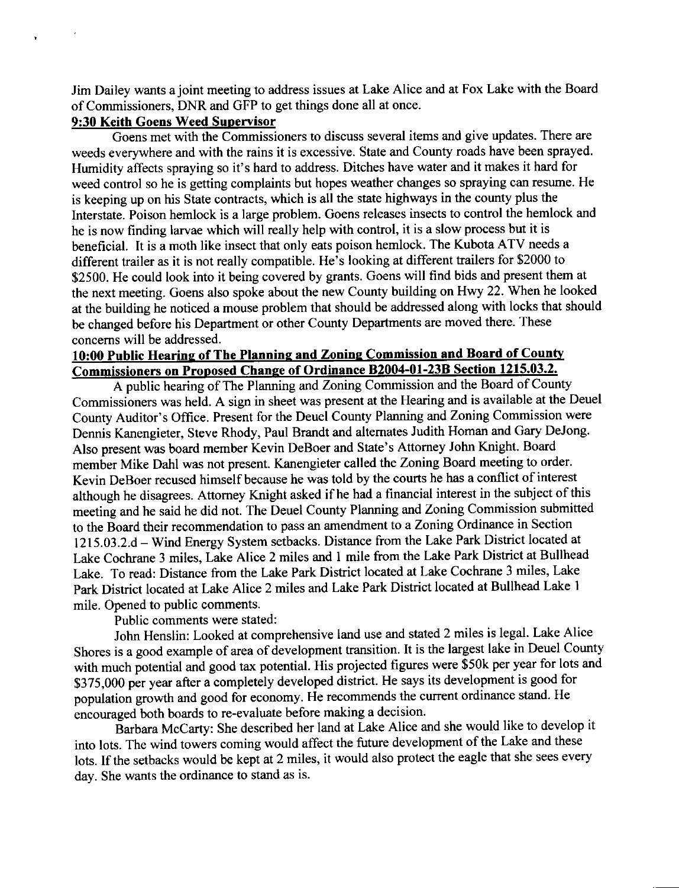Jim Dailey wants a joint meeting to address issues at Lake Alice and at Fox Lake with the Board of Commissioners, DNR and GFP to get things done all at once.

**9:30 Keith Goens Weed Supervisor**

Goens met with the Commissioners to discuss several items and give updates. There are weeds everywhere and with the rains it is excessive. State and County roads have been sprayed. Humidity affects spraying so it's hard to address. Ditches have water and it makes it hard for weed control so he is getting complaints but hopes weather changes so spraying can resume. He is keeping up on his State contracts, which is all the state highways in the county plus the Interstate. Poison hemlock is a large problem. Goens releases insects to control the hemlock and he is now finding larvae which will really help with control, it is a slow process but it is beneficial. It is a moth like insect that only eats poison hemlock. The Kubota ATV needs a different trailer as it is not really compatible. He's looking at different trailers for $2000 to $2500. He could look into it being covered by grants. Goens will find bids and present them at the next meeting. Goens also spoke about the new County building on Hwy 22. When he looked at the building he noticed a mouse problem that should be addressed along with locks that should be changed before his Department or other County Departments are moved there. These concerns will be addressed.

**10:00 Public Hearing of The Planning and Zoning Commission and Board of County Commissioners on Proposed Change of Ordinance B2004-01-23B Section 1215.03.2.**

A public hearing of The Planning and Zoning Commission and the Board of County Commissioners was held. A sign in sheet was present at the Hearing and is available at the Deuel County Auditor's Office. Present for the Deuel County Planning and Zoning Commission were Dennis Kanengieter, Steve Rhody, Paul Brandt and alternates Judith Homan and Gary DeJong. Also present was board member Kevin DeBoer and State's Attorney John Knight. Board member Mike Dahl was not present. Kanengieter called the Zoning Board meeting to order. Kevin DeBoer recused himself because he was told by the courts he has a conflict of interest although he disagrees. Attorney Knight asked if he had a financial interest in the subject of this meeting and he said he did not. The Deuel County Planning and Zoning Commission submitted to the Board their recommendation to pass an amendment to a Zoning Ordinance in Section 1215.03.2.d – Wind Energy System setbacks. Distance from the Lake Park District located at Lake Cochrane 3 miles, Lake Alice 2 miles and 1 mile from the Lake Park District at Bullhead Lake. To read: Distance from the Lake Park District located at Lake Cochrane 3 miles, Lake Park District located at Lake Alice 2 miles and Lake Park District located at Bullhead Lake 1 mile. Opened to public comments.

Public comments were stated:

John Henslin: Looked at comprehensive land use and stated 2 miles is legal. Lake Alice Shores is a good example of area of development transition. It is the largest lake in Deuel County with much potential and good tax potential. His projected figures were $50k per year for lots and $375,000 per year after a completely developed district. He says its development is good for population growth and good for economy. He recommends the current ordinance stand. He encouraged both boards to re-evaluate before making a decision.

Barbara McCarty: She described her land at Lake Alice and she would like to develop it into lots. The wind towers coming would affect the future development of the Lake and these lots. If the setbacks would be kept at 2 miles, it would also protect the eagle that she sees every day. She wants the ordinance to stand as is.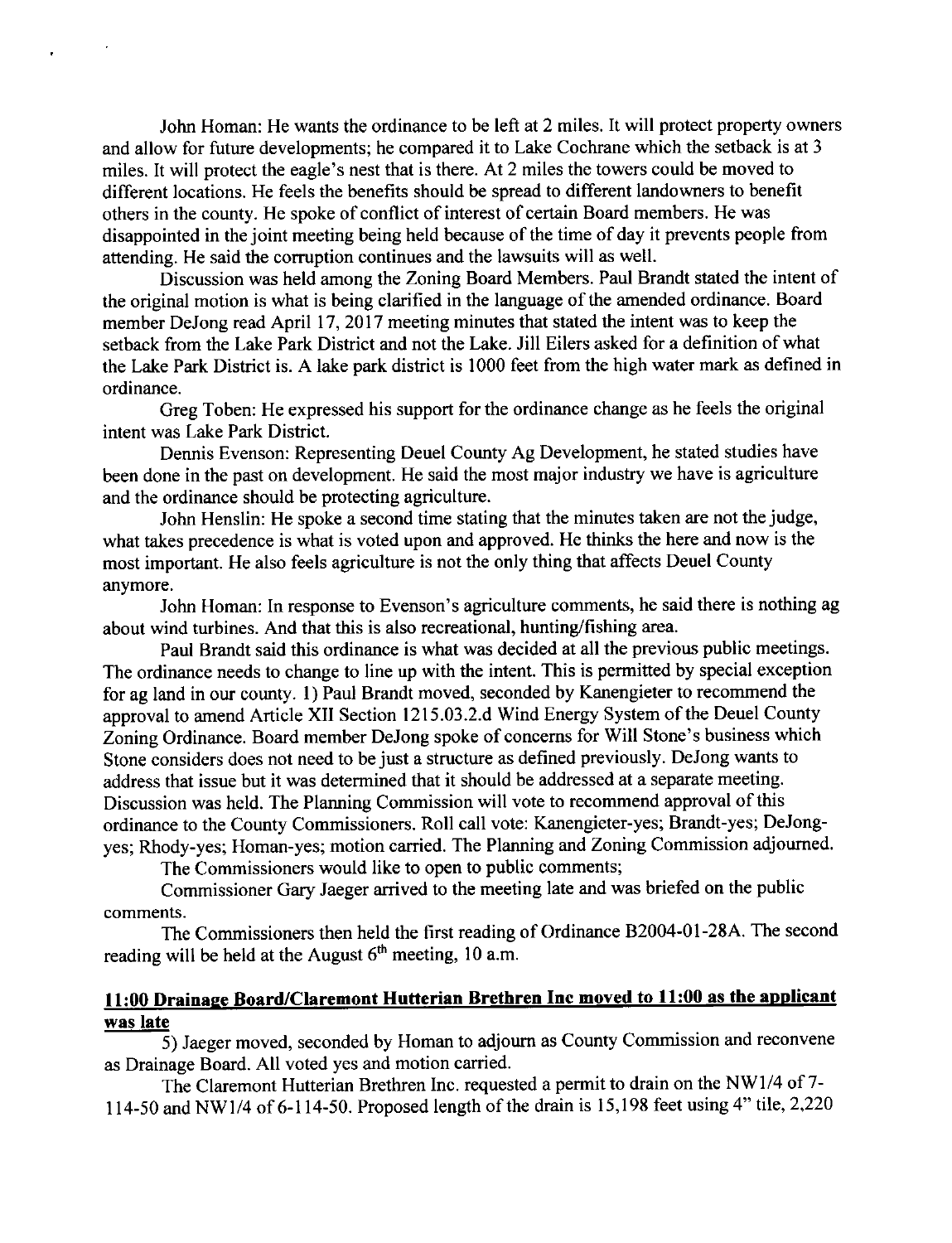John Homan: He wants the ordinance to be left at 2 miles. It will protect property owners and allow for future developments; he compared it to Lake Cochrane which the setback is at 3 miles. It will protect the eagle's nest that is there. At 2 miles the towers could be moved to different locations. He feels the benefits should be spread to different landowners to benefit others in the county. He spoke of conflict of interest of certain Board members. He was disappointed in the joint meeting being held because of the time of day it prevents people from attending. He said the corruption continues and the lawsuits will as well.

Discussion was held among the Zoning Board Members. Paul Brandt stated the intent of the original motion is what is being clarified in the language of the amended ordinance. Board member DeJong read April 17, 2017 meeting minutes that stated the intent was to keep the setback from the Lake Park District and not the Lake. Jill Eilers asked for a definition of what the Lake Park District is. A lake park district is 1000 feet from the high water mark as defined in ordinance.

Greg Toben: He expressed his support for the ordinance change as he feels the original intent was Lake Park District.

Dennis Evenson: Representing Deuel County Ag Development, he stated studies have been done in the past on development. He said the most major industry we have is agriculture and the ordinance should be protecting agriculture.

John Henslin: He spoke a second time stating that the minutes taken are not the judge, what takes precedence is what is voted upon and approved. He thinks the here and now is the most important. He also feels agriculture is not the only thing that affects Deuel County anymore.

John Homan: In response to Evenson's agriculture comments, he said there is nothing ag about wind turbines. And that this is also recreational, hunting/fishing area.

Paul Brandt said this ordinance is what was decided at all the previous public meetings. The ordinance needs to change to line up with the intent. This is permitted by special exception for ag land in our county. 1) Paul Brandt moved, seconded by Kanengieter to recommend the approval to amend Article XII Section 1215.03.2.d Wind Energy System of the Deuel County Zoning Ordinance. Board member DeJong spoke of concerns for Will Stone's business which Stone considers does not need to be just a structure as defined previously. DeJong wants to address that issue but it was determined that it should be addressed at a separate meeting. Discussion was held. The Planning Commission will vote to recommend approval of this ordinance to the County Commissioners. Roll call vote: Kanengieter-yes; Brandt-yes; DeJong-yes; Rhody-yes; Homan-yes; motion carried. The Planning and Zoning Commission adjourned.

The Commissioners would like to open to public comments;

Commissioner Gary Jaeger arrived to the meeting late and was briefed on the public comments.

The Commissioners then held the first reading of Ordinance B2004-01-28A. The second reading will be held at the August 6th meeting, 10 a.m.

## **11:00 Drainage Board/Claremont Hutterian Brethren Inc moved to 11:00 as the applicant was late**

5) Jaeger moved, seconded by Homan to adjourn as County Commission and reconvene as Drainage Board. All voted yes and motion carried.

The Claremont Hutterian Brethren Inc. requested a permit to drain on the NW1/4 of 7-114-50 and NW1/4 of 6-114-50. Proposed length of the drain is 15,198 feet using 4" tile, 2,220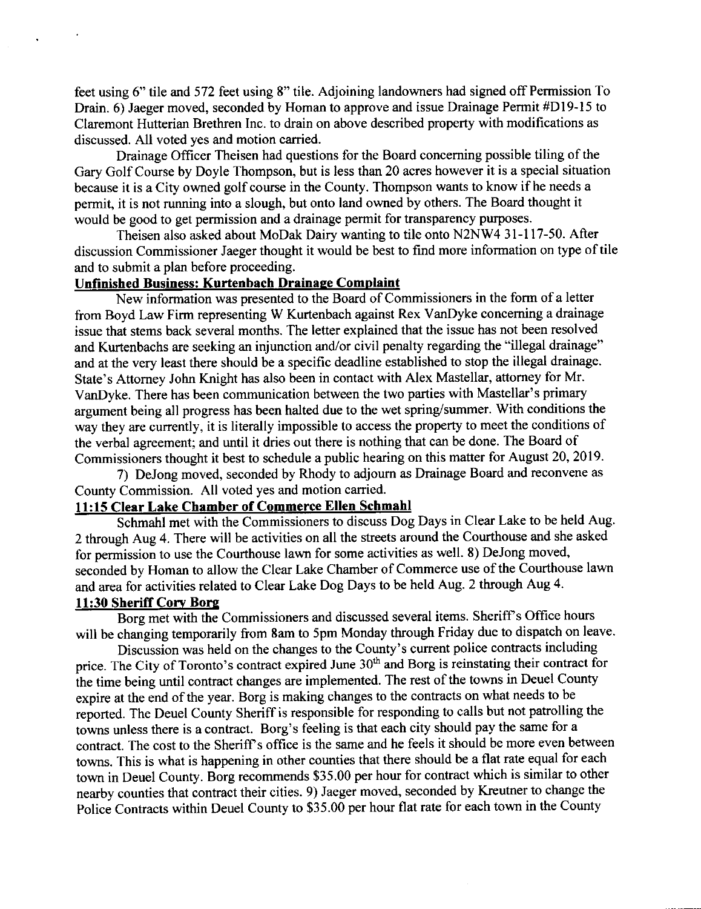feet using 6" tile and 572 feet using 8" tile. Adjoining landowners had signed off Permission To Drain. 6) Jaeger moved, seconded by Homan to approve and issue Drainage Permit #D19-15 to Claremont Hutterian Brethren Inc. to drain on above described property with modifications as discussed. All voted yes and motion carried.

Drainage Officer Theisen had questions for the Board concerning possible tiling of the Gary Golf Course by Doyle Thompson, but is less than 20 acres however it is a special situation because it is a City owned golf course in the County. Thompson wants to know if he needs a permit, it is not running into a slough, but onto land owned by others. The Board thought it would be good to get permission and a drainage permit for transparency purposes.

Theisen also asked about MoDak Dairy wanting to tile onto N2NW4 31-117-50. After discussion Commissioner Jaeger thought it would be best to find more information on type of tile and to submit a plan before proceeding.

**Unfinished Business: Kurtenbach Drainage Complaint**

New information was presented to the Board of Commissioners in the form of a letter from Boyd Law Firm representing W Kurtenbach against Rex VanDyke concerning a drainage issue that stems back several months. The letter explained that the issue has not been resolved and Kurtenbachs are seeking an injunction and/or civil penalty regarding the "illegal drainage" and at the very least there should be a specific deadline established to stop the illegal drainage. State's Attorney John Knight has also been in contact with Alex Mastellar, attorney for Mr. VanDyke. There has been communication between the two parties with Mastellar's primary argument being all progress has been halted due to the wet spring/summer. With conditions the way they are currently, it is literally impossible to access the property to meet the conditions of the verbal agreement; and until it dries out there is nothing that can be done. The Board of Commissioners thought it best to schedule a public hearing on this matter for August 20, 2019.

7) DeJong moved, seconded by Rhody to adjourn as Drainage Board and reconvene as County Commission. All voted yes and motion carried.

**11:15 Clear Lake Chamber of Commerce Ellen Schmahl**

Schmahl met with the Commissioners to discuss Dog Days in Clear Lake to be held Aug. 2 through Aug 4. There will be activities on all the streets around the Courthouse and she asked for permission to use the Courthouse lawn for some activities as well. 8) DeJong moved, seconded by Homan to allow the Clear Lake Chamber of Commerce use of the Courthouse lawn and area for activities related to Clear Lake Dog Days to be held Aug. 2 through Aug 4.

**11:30 Sheriff Cory Borg**

Borg met with the Commissioners and discussed several items. Sheriff's Office hours will be changing temporarily from 8am to 5pm Monday through Friday due to dispatch on leave.

Discussion was held on the changes to the County's current police contracts including price. The City of Toronto's contract expired June 30th and Borg is reinstating their contract for the time being until contract changes are implemented. The rest of the towns in Deuel County expire at the end of the year. Borg is making changes to the contracts on what needs to be reported. The Deuel County Sheriff is responsible for responding to calls but not patrolling the towns unless there is a contract. Borg's feeling is that each city should pay the same for a contract. The cost to the Sheriff's office is the same and he feels it should be more even between towns. This is what is happening in other counties that there should be a flat rate equal for each town in Deuel County. Borg recommends $35.00 per hour for contract which is similar to other nearby counties that contract their cities. 9) Jaeger moved, seconded by Kreutner to change the Police Contracts within Deuel County to $35.00 per hour flat rate for each town in the County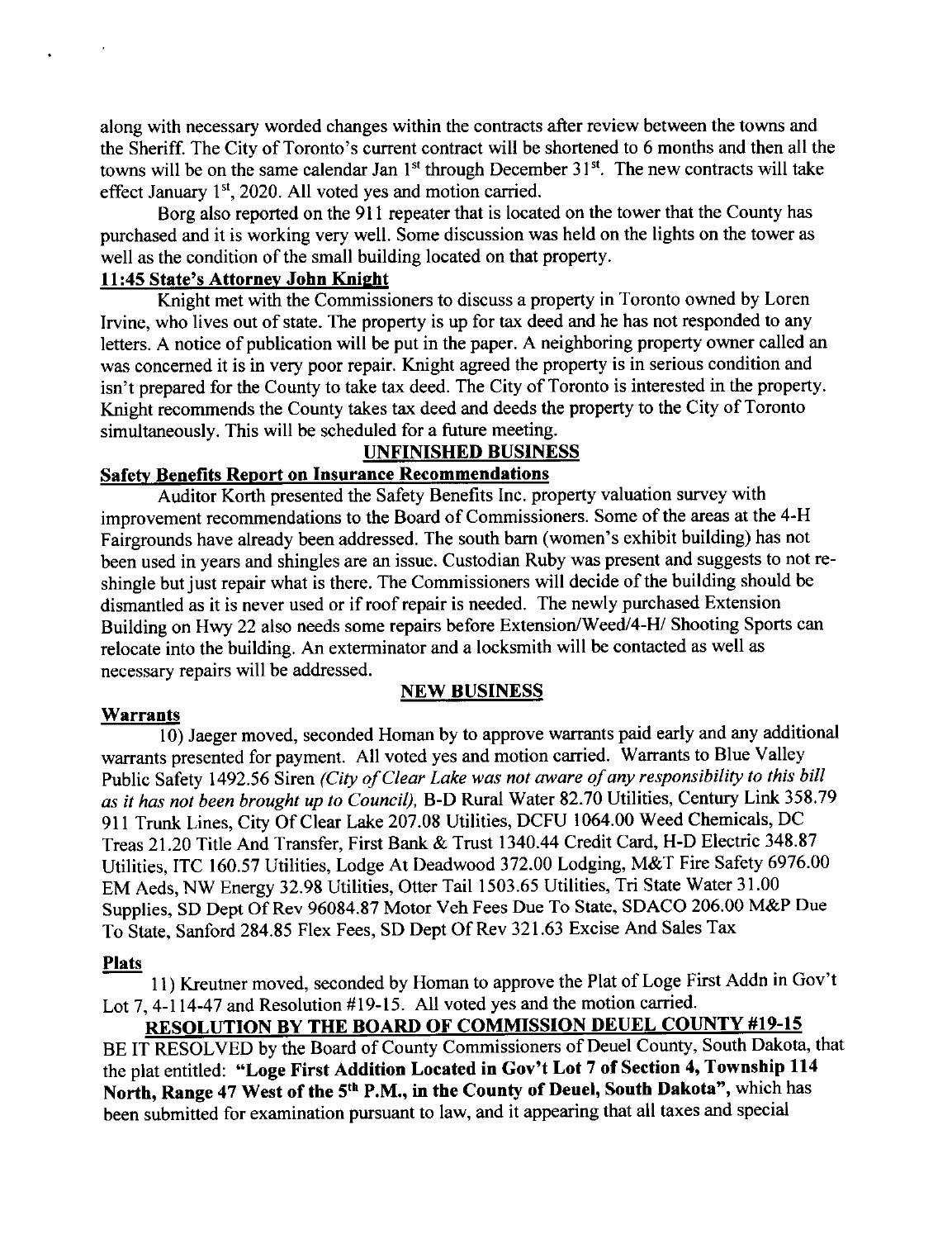along with necessary worded changes within the contracts after review between the towns and the Sheriff. The City of Toronto's current contract will be shortened to 6 months and then all the towns will be on the same calendar Jan 1st through December 31st. The new contracts will take effect January 1st, 2020. All voted yes and motion carried.

Borg also reported on the 911 repeater that is located on the tower that the County has purchased and it is working very well. Some discussion was held on the lights on the tower as well as the condition of the small building located on that property.

**11:45 State's Attorney John Knight**

Knight met with the Commissioners to discuss a property in Toronto owned by Loren Irvine, who lives out of state. The property is up for tax deed and he has not responded to any letters. A notice of publication will be put in the paper. A neighboring property owner called an was concerned it is in very poor repair. Knight agreed the property is in serious condition and isn't prepared for the County to take tax deed. The City of Toronto is interested in the property. Knight recommends the County takes tax deed and deeds the property to the City of Toronto simultaneously. This will be scheduled for a future meeting.

## UNFINISHED BUSINESS

**Safety Benefits Report on Insurance Recommendations**

Auditor Korth presented the Safety Benefits Inc. property valuation survey with improvement recommendations to the Board of Commissioners. Some of the areas at the 4-H Fairgrounds have already been addressed. The south barn (women's exhibit building) has not been used in years and shingles are an issue. Custodian Ruby was present and suggests to not re-shingle but just repair what is there. The Commissioners will decide of the building should be dismantled as it is never used or if roof repair is needed. The newly purchased Extension Building on Hwy 22 also needs some repairs before Extension/Weed/4-H/ Shooting Sports can relocate into the building. An exterminator and a locksmith will be contacted as well as necessary repairs will be addressed.

## NEW BUSINESS

**Warrants**

10) Jaeger moved, seconded Homan by to approve warrants paid early and any additional warrants presented for payment. All voted yes and motion carried. Warrants to Blue Valley Public Safety 1492.56 Siren *(City of Clear Lake was not aware of any responsibility to this bill as it has not been brought up to Council),* B-D Rural Water 82.70 Utilities, Century Link 358.79 911 Trunk Lines, City Of Clear Lake 207.08 Utilities, DCFU 1064.00 Weed Chemicals, DC Treas 21.20 Title And Transfer, First Bank & Trust 1340.44 Credit Card, H-D Electric 348.87 Utilities, ITC 160.57 Utilities, Lodge At Deadwood 372.00 Lodging, M&T Fire Safety 6976.00 EM Aeds, NW Energy 32.98 Utilities, Otter Tail 1503.65 Utilities, Tri State Water 31.00 Supplies, SD Dept Of Rev 96084.87 Motor Veh Fees Due To State, SDACO 206.00 M&P Due To State, Sanford 284.85 Flex Fees, SD Dept Of Rev 321.63 Excise And Sales Tax

**Plats**

11) Kreutner moved, seconded by Homan to approve the Plat of Loge First Addn in Gov't Lot 7, 4-114-47 and Resolution #19-15. All voted yes and the motion carried.

**RESOLUTION BY THE BOARD OF COMMISSION DEUEL COUNTY #19-15**

BE IT RESOLVED by the Board of County Commissioners of Deuel County, South Dakota, that the plat entitled: **"Loge First Addition Located in Gov't Lot 7 of Section 4, Township 114 North, Range 47 West of the 5th P.M., in the County of Deuel, South Dakota"**, which has been submitted for examination pursuant to law, and it appearing that all taxes and special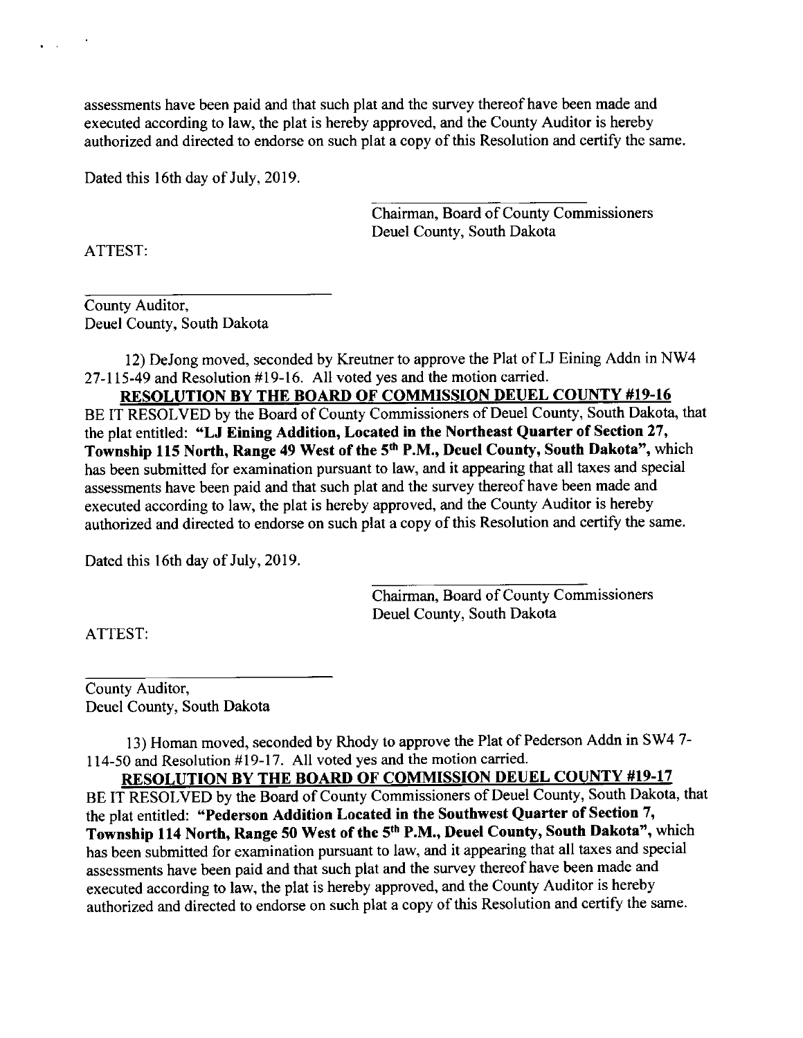assessments have been paid and that such plat and the survey thereof have been made and executed according to law, the plat is hereby approved, and the County Auditor is hereby authorized and directed to endorse on such plat a copy of this Resolution and certify the same.

Dated this 16th day of July, 2019.

Chairman, Board of County Commissioners
Deuel County, South Dakota

ATTEST:

County Auditor,
Deuel County, South Dakota

12) DeJong moved, seconded by Kreutner to approve the Plat of LJ Eining Addn in NW4 27-115-49 and Resolution #19-16. All voted yes and the motion carried.

**RESOLUTION BY THE BOARD OF COMMISSION DEUEL COUNTY #19-16**

BE IT RESOLVED by the Board of County Commissioners of Deuel County, South Dakota, that the plat entitled: **"LJ Eining Addition, Located in the Northeast Quarter of Section 27, Township 115 North, Range 49 West of the 5th P.M., Deuel County, South Dakota"**, which has been submitted for examination pursuant to law, and it appearing that all taxes and special assessments have been paid and that such plat and the survey thereof have been made and executed according to law, the plat is hereby approved, and the County Auditor is hereby authorized and directed to endorse on such plat a copy of this Resolution and certify the same.

Dated this 16th day of July, 2019.

Chairman, Board of County Commissioners
Deuel County, South Dakota

ATTEST:

County Auditor,
Deuel County, South Dakota

13) Homan moved, seconded by Rhody to approve the Plat of Pederson Addn in SW4 7-114-50 and Resolution #19-17. All voted yes and the motion carried.

**RESOLUTION BY THE BOARD OF COMMISSION DEUEL COUNTY #19-17**

BE IT RESOLVED by the Board of County Commissioners of Deuel County, South Dakota, that the plat entitled: **"Pederson Addition Located in the Southwest Quarter of Section 7, Township 114 North, Range 50 West of the 5th P.M., Deuel County, South Dakota"**, which has been submitted for examination pursuant to law, and it appearing that all taxes and special assessments have been paid and that such plat and the survey thereof have been made and executed according to law, the plat is hereby approved, and the County Auditor is hereby authorized and directed to endorse on such plat a copy of this Resolution and certify the same.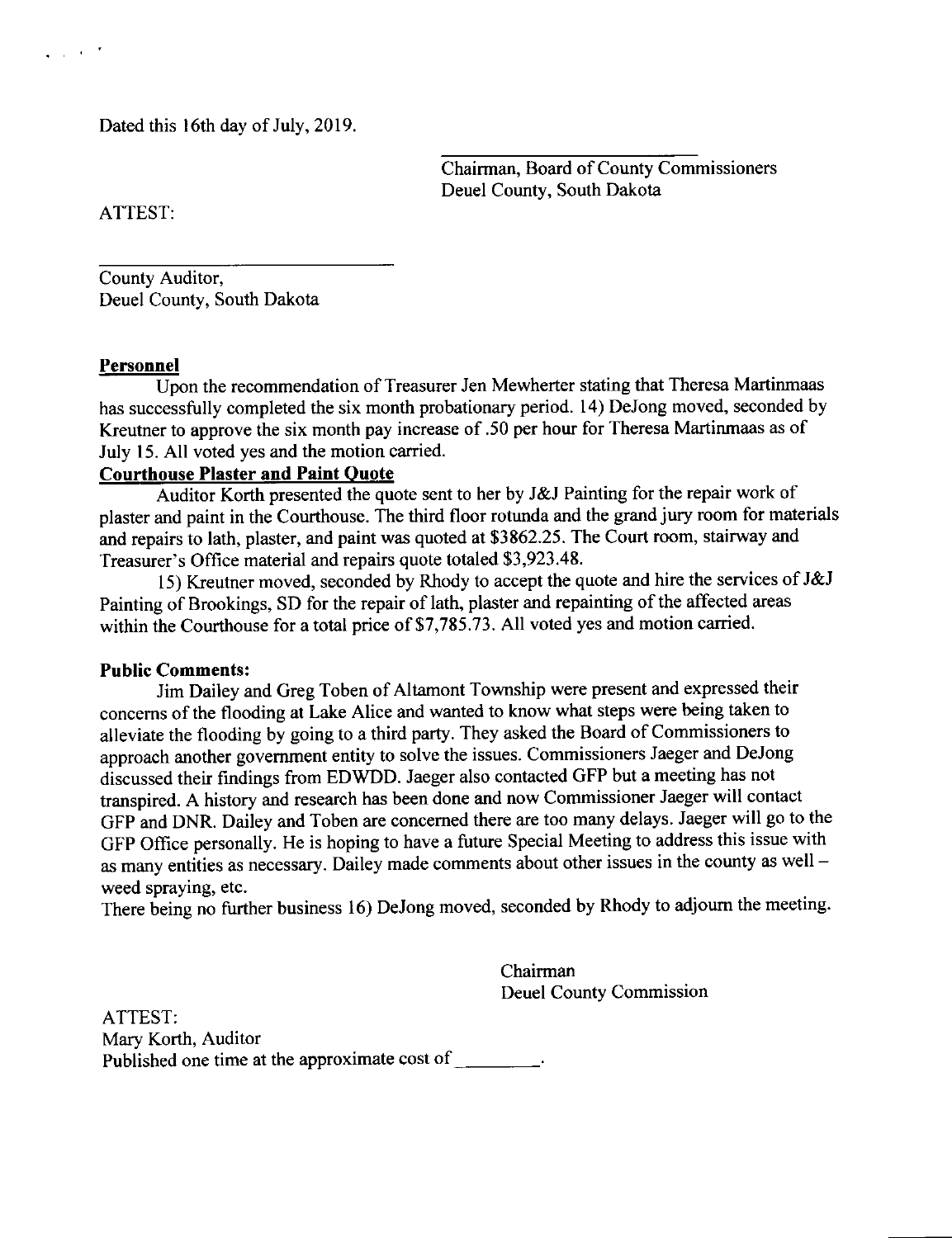Dated this 16th day of July, 2019.

\_\_\_\_\_\_\_\_\_\_\_\_\_\_\_\_\_\_\_\_\_\_\_\_\_\_
Chairman, Board of County Commissioners
Deuel County, South Dakota

ATTEST:

\_\_\_\_\_\_\_\_\_\_\_\_\_\_\_\_\_\_\_\_\_\_\_\_\_\_
County Auditor,
Deuel County, South Dakota

**Personnel**

Upon the recommendation of Treasurer Jen Mewherter stating that Theresa Martinmaas has successfully completed the six month probationary period. 14) DeJong moved, seconded by Kreutner to approve the six month pay increase of .50 per hour for Theresa Martinmaas as of July 15. All voted yes and the motion carried.

**Courthouse Plaster and Paint Quote**

Auditor Korth presented the quote sent to her by J&J Painting for the repair work of plaster and paint in the Courthouse. The third floor rotunda and the grand jury room for materials and repairs to lath, plaster, and paint was quoted at $3862.25. The Court room, stairway and Treasurer's Office material and repairs quote totaled $3,923.48.

15) Kreutner moved, seconded by Rhody to accept the quote and hire the services of J&J Painting of Brookings, SD for the repair of lath, plaster and repainting of the affected areas within the Courthouse for a total price of $7,785.73. All voted yes and motion carried.

**Public Comments:**

Jim Dailey and Greg Toben of Altamont Township were present and expressed their concerns of the flooding at Lake Alice and wanted to know what steps were being taken to alleviate the flooding by going to a third party. They asked the Board of Commissioners to approach another government entity to solve the issues. Commissioners Jaeger and DeJong discussed their findings from EDWDD. Jaeger also contacted GFP but a meeting has not transpired. A history and research has been done and now Commissioner Jaeger will contact GFP and DNR. Dailey and Toben are concerned there are too many delays. Jaeger will go to the GFP Office personally. He is hoping to have a future Special Meeting to address this issue with as many entities as necessary. Dailey made comments about other issues in the county as well – weed spraying, etc.

There being no further business 16) DeJong moved, seconded by Rhody to adjourn the meeting.

Chairman
Deuel County Commission

ATTEST:
Mary Korth, Auditor
Published one time at the approximate cost of \_\_\_\_\_\_\_\_.